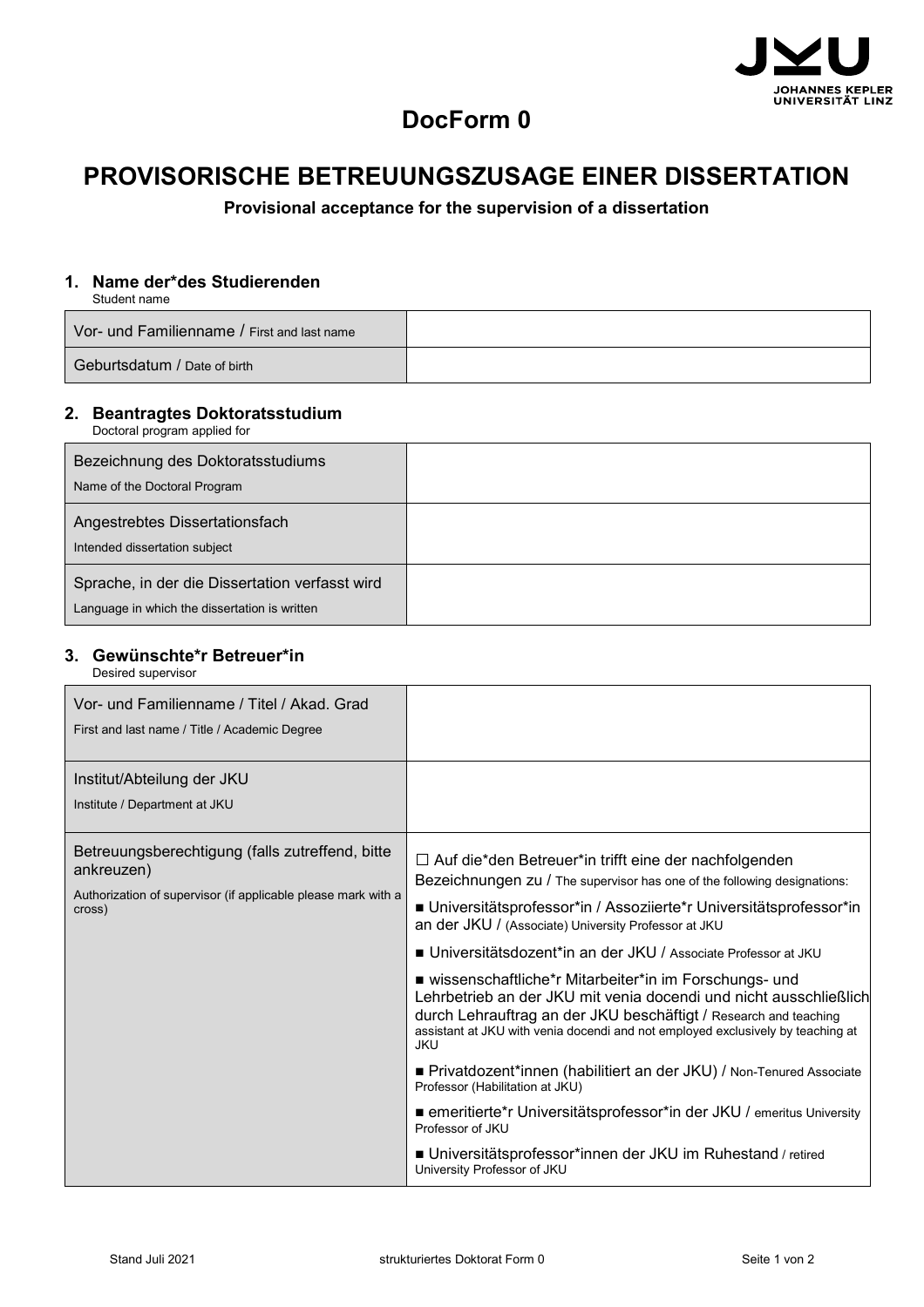# DocForm 0

## PROVISORISCHE BETREUUNGSZUSAGE EINER DISSERTATION

**Provisional acceptance for the supervision of a dissertation**

### 1. Name der*des Studierenden

Student name

| | |
|---|---|
| Vor- und Familienname / First and last name | |
| Geburtsdatum / Date of birth | |

### 2. Beantragtes Doktoratsstudium

Doctoral program applied for

| | |
|---|---|
| Bezeichnung des Doktoratsstudiums<br>Name of the Doctoral Program | |
| Angestrebtes Dissertationsfach<br>Intended dissertation subject | |
| Sprache, in der die Dissertation verfasst wird<br>Language in which the dissertation is written | |

### 3. Gewünschte*r Betreuer*in

Desired supervisor

| | |
|---|---|
| Vor- und Familienname / Titel / Akad. Grad<br>First and last name / Title / Academic Degree | |
| Institut/Abteilung der JKU<br>Institute / Department at JKU | |
| Betreuungsberechtigung (falls zutreffend, bitte ankreuzen)<br>Authorization of supervisor (if applicable please mark with a cross) | ☐ Auf die*den Betreuer*in trifft eine der nachfolgenden Bezeichnungen zu / The supervisor has one of the following designations:<br>■ Universitätsprofessor*in / Assoziierte*r Universitätsprofessor*in an der JKU / (Associate) University Professor at JKU<br>■ Universitätsdozent*in an der JKU / Associate Professor at JKU<br>■ wissenschaftliche*r Mitarbeiter*in im Forschungs- und Lehrbetrieb an der JKU mit venia docendi und nicht ausschließlich durch Lehrauftrag an der JKU beschäftigt / Research and teaching assistant at JKU with venia docendi and not employed exclusively by teaching at JKU<br>■ Privatdozent*innen (habilitiert an der JKU) / Non-Tenured Associate Professor (Habilitation at JKU)<br>■ emeritierte*r Universitätsprofessor*in der JKU / emeritus University Professor of JKU<br>■ Universitätsprofessor*innen der JKU im Ruhestand / retired University Professor of JKU |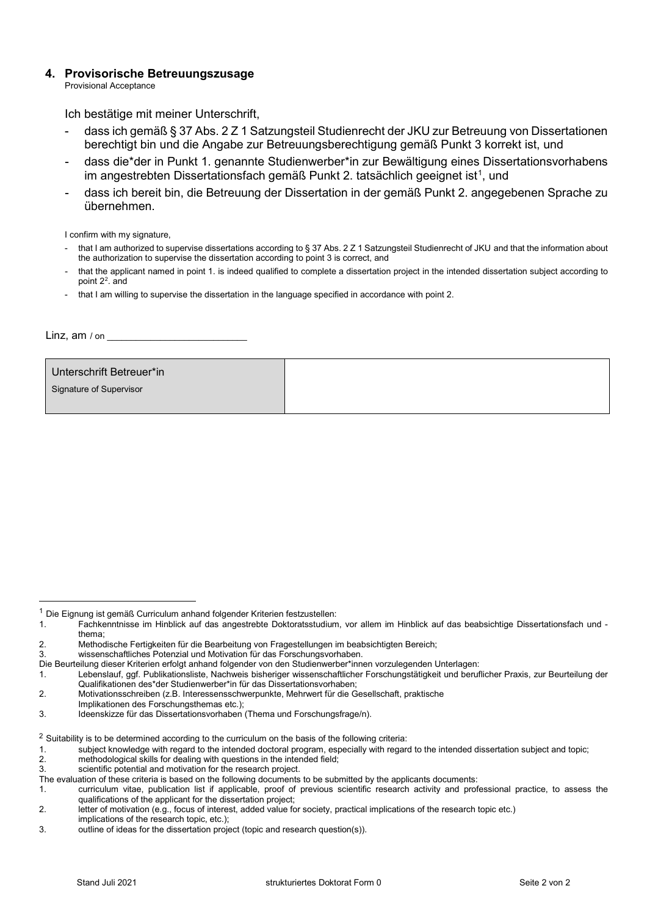## 4. Provisorische Betreuungszusage

Provisional Acceptance

Ich bestätige mit meiner Unterschrift,

- dass ich gemäß § 37 Abs. 2 Z 1 Satzungsteil Studienrecht der JKU zur Betreuung von Dissertationen berechtigt bin und die Angabe zur Betreuungsberechtigung gemäß Punkt 3 korrekt ist, und
- dass die*der in Punkt 1. genannte Studienwerber*in zur Bewältigung eines Dissertationsvorhabens im angestrebten Dissertationsfach gemäß Punkt 2. tatsächlich geeignet ist[1], und
- dass ich bereit bin, die Betreuung der Dissertation in der gemäß Punkt 2. angegebenen Sprache zu übernehmen.

I confirm with my signature,

- that I am authorized to supervise dissertations according to § 37 Abs. 2 Z 1 Satzungsteil Studienrecht of JKU and that the information about the authorization to supervise the dissertation according to point 3 is correct, and
- that the applicant named in point 1. is indeed qualified to complete a dissertation project in the intended dissertation subject according to point 2[2]. and
- that I am willing to supervise the dissertation in the language specified in accordance with point 2.

Linz, am / on \_\_\_\_\_\_\_\_\_\_\_\_\_\_\_\_\_\_\_\_\_\_\_\_\_

| | |
|---|---|
| Unterschrift Betreuer*in<br>Signature of Supervisor | |

---

[1] Die Eignung ist gemäß Curriculum anhand folgender Kriterien festzustellen:

1. Fachkenntnisse im Hinblick auf das angestrebte Doktoratsstudium, vor allem im Hinblick auf das beabsichtige Dissertationsfach und -thema;
2. Methodische Fertigkeiten für die Bearbeitung von Fragestellungen im beabsichtigten Bereich;
3. wissenschaftliches Potenzial und Motivation für das Forschungsvorhaben.

Die Beurteilung dieser Kriterien erfolgt anhand folgender von den Studienwerber*innen vorzulegenden Unterlagen:

1. Lebenslauf, ggf. Publikationsliste, Nachweis bisheriger wissenschaftlicher Forschungstätigkeit und beruflicher Praxis, zur Beurteilung der Qualifikationen des*der Studienwerber*in für das Dissertationsvorhaben;
2. Motivationsschreiben (z.B. Interessensschwerpunkte, Mehrwert für die Gesellschaft, praktische Implikationen des Forschungsthemas etc.);
3. Ideenskizze für das Dissertationsvorhaben (Thema und Forschungsfrage/n).

[2] Suitability is to be determined according to the curriculum on the basis of the following criteria:

1. subject knowledge with regard to the intended doctoral program, especially with regard to the intended dissertation subject and topic;
2. methodological skills for dealing with questions in the intended field;
3. scientific potential and motivation for the research project.

The evaluation of these criteria is based on the following documents to be submitted by the applicants documents:

1. curriculum vitae, publication list if applicable, proof of previous scientific research activity and professional practice, to assess the qualifications of the applicant for the dissertation project;
2. letter of motivation (e.g., focus of interest, added value for society, practical implications of the research topic etc.) implications of the research topic, etc.);
3. outline of ideas for the dissertation project (topic and research question(s)).